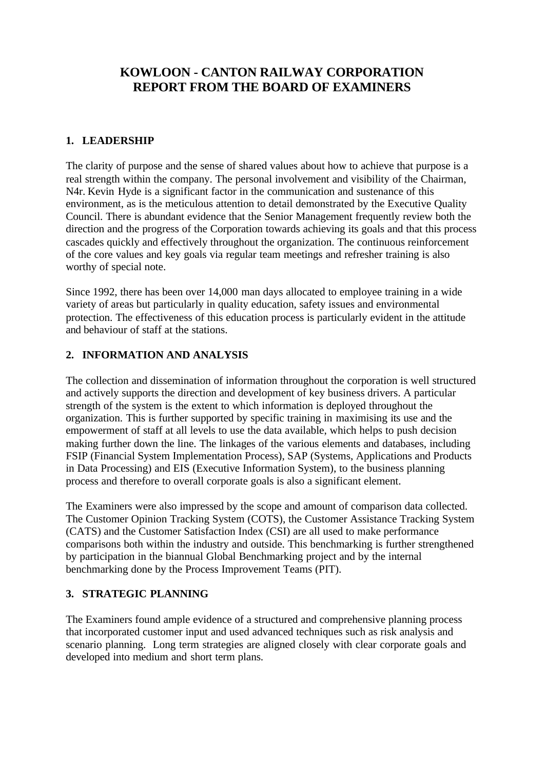# KOWLOON - CANTON RAILWAY CORPORATION
# REPORT FROM THE BOARD OF EXAMINERS

## 1. LEADERSHIP

The clarity of purpose and the sense of shared values about how to achieve that purpose is a real strength within the company. The personal involvement and visibility of the Chairman, N4r. Kevin Hyde is a significant factor in the communication and sustenance of this environment, as is the meticulous attention to detail demonstrated by the Executive Quality Council. There is abundant evidence that the Senior Management frequently review both the direction and the progress of the Corporation towards achieving its goals and that this process cascades quickly and effectively throughout the organization. The continuous reinforcement of the core values and key goals via regular team meetings and refresher training is also worthy of special note.

Since 1992, there has been over 14,000 man days allocated to employee training in a wide variety of areas but particularly in quality education, safety issues and environmental protection. The effectiveness of this education process is particularly evident in the attitude and behaviour of staff at the stations.

## 2. INFORMATION AND ANALYSIS

The collection and dissemination of information throughout the corporation is well structured and actively supports the direction and development of key business drivers. A particular strength of the system is the extent to which information is deployed throughout the organization. This is further supported by specific training in maximising its use and the empowerment of staff at all levels to use the data available, which helps to push decision making further down the line. The linkages of the various elements and databases, including FSIP (Financial System Implementation Process), SAP (Systems, Applications and Products in Data Processing) and EIS (Executive Information System), to the business planning process and therefore to overall corporate goals is also a significant element.

The Examiners were also impressed by the scope and amount of comparison data collected. The Customer Opinion Tracking System (COTS), the Customer Assistance Tracking System (CATS) and the Customer Satisfaction Index (CSI) are all used to make performance comparisons both within the industry and outside. This benchmarking is further strengthened by participation in the biannual Global Benchmarking project and by the internal benchmarking done by the Process Improvement Teams (PIT).

## 3. STRATEGIC PLANNING

The Examiners found ample evidence of a structured and comprehensive planning process that incorporated customer input and used advanced techniques such as risk analysis and scenario planning. Long term strategies are aligned closely with clear corporate goals and developed into medium and short term plans.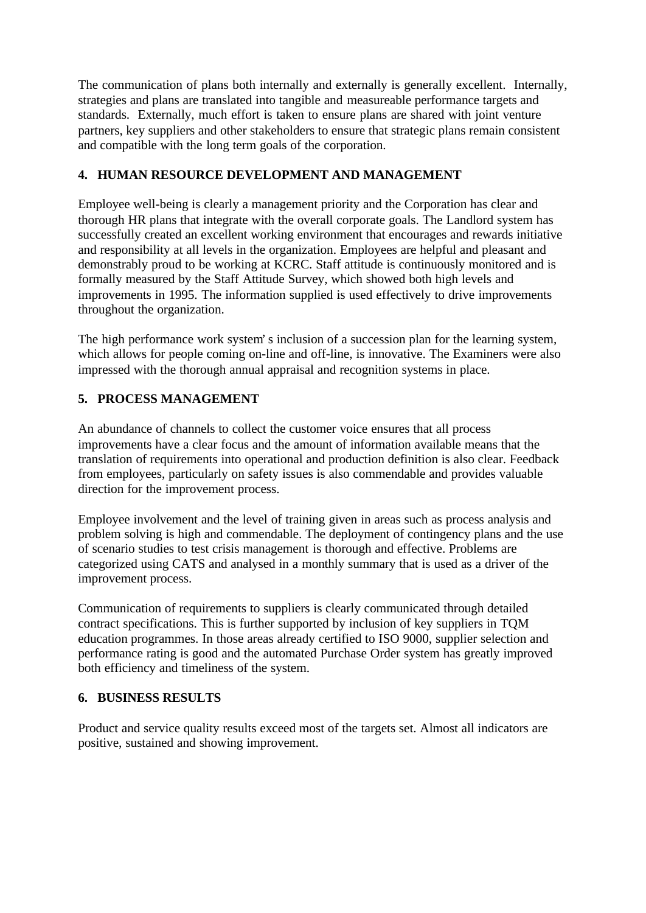The communication of plans both internally and externally is generally excellent. Internally, strategies and plans are translated into tangible and measureable performance targets and standards. Externally, much effort is taken to ensure plans are shared with joint venture partners, key suppliers and other stakeholders to ensure that strategic plans remain consistent and compatible with the long term goals of the corporation.

## 4. HUMAN RESOURCE DEVELOPMENT AND MANAGEMENT

Employee well-being is clearly a management priority and the Corporation has clear and thorough HR plans that integrate with the overall corporate goals. The Landlord system has successfully created an excellent working environment that encourages and rewards initiative and responsibility at all levels in the organization. Employees are helpful and pleasant and demonstrably proud to be working at KCRC. Staff attitude is continuously monitored and is formally measured by the Staff Attitude Survey, which showed both high levels and improvements in 1995. The information supplied is used effectively to drive improvements throughout the organization.

The high performance work system's inclusion of a succession plan for the learning system, which allows for people coming on-line and off-line, is innovative. The Examiners were also impressed with the thorough annual appraisal and recognition systems in place.

## 5. PROCESS MANAGEMENT

An abundance of channels to collect the customer voice ensures that all process improvements have a clear focus and the amount of information available means that the translation of requirements into operational and production definition is also clear. Feedback from employees, particularly on safety issues is also commendable and provides valuable direction for the improvement process.

Employee involvement and the level of training given in areas such as process analysis and problem solving is high and commendable. The deployment of contingency plans and the use of scenario studies to test crisis management is thorough and effective. Problems are categorized using CATS and analysed in a monthly summary that is used as a driver of the improvement process.

Communication of requirements to suppliers is clearly communicated through detailed contract specifications. This is further supported by inclusion of key suppliers in TQM education programmes. In those areas already certified to ISO 9000, supplier selection and performance rating is good and the automated Purchase Order system has greatly improved both efficiency and timeliness of the system.

## 6. BUSINESS RESULTS

Product and service quality results exceed most of the targets set. Almost all indicators are positive, sustained and showing improvement.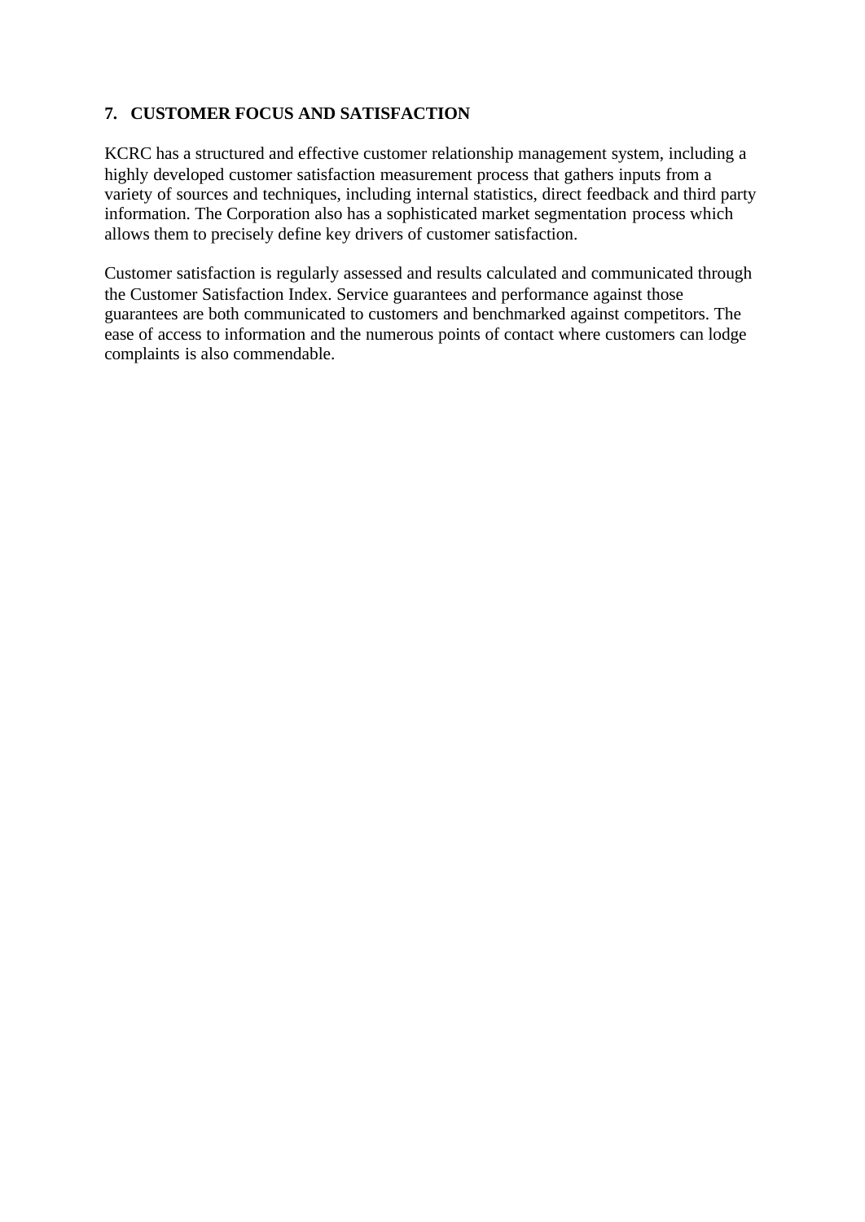## 7. CUSTOMER FOCUS AND SATISFACTION

KCRC has a structured and effective customer relationship management system, including a highly developed customer satisfaction measurement process that gathers inputs from a variety of sources and techniques, including internal statistics, direct feedback and third party information. The Corporation also has a sophisticated market segmentation process which allows them to precisely define key drivers of customer satisfaction.

Customer satisfaction is regularly assessed and results calculated and communicated through the Customer Satisfaction Index. Service guarantees and performance against those guarantees are both communicated to customers and benchmarked against competitors. The ease of access to information and the numerous points of contact where customers can lodge complaints is also commendable.